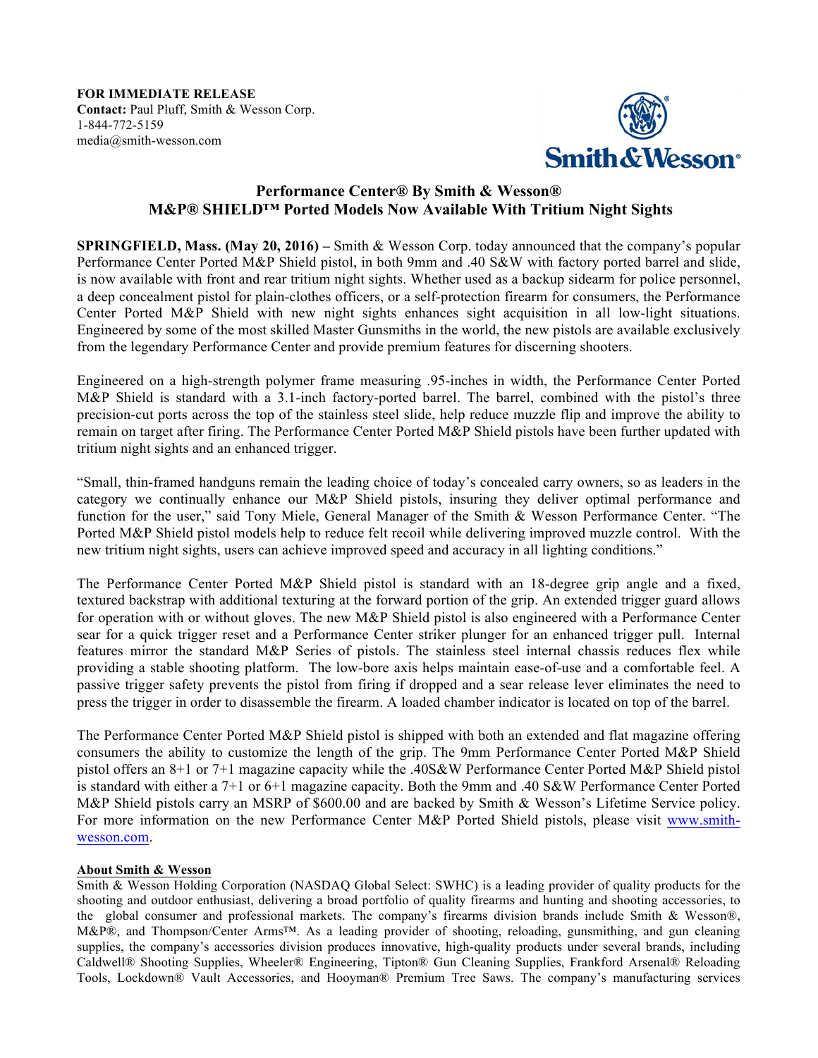**FOR IMMEDIATE RELEASE**
**Contact:** Paul Pluff, Smith & Wesson Corp.
1-844-772-5159
media@smith-wesson.com

## Performance Center® By Smith & Wesson® M&P® SHIELD™ Ported Models Now Available With Tritium Night Sights

**SPRINGFIELD, Mass. (May 20, 2016) –** Smith & Wesson Corp. today announced that the company's popular Performance Center Ported M&P Shield pistol, in both 9mm and .40 S&W with factory ported barrel and slide, is now available with front and rear tritium night sights. Whether used as a backup sidearm for police personnel, a deep concealment pistol for plain-clothes officers, or a self-protection firearm for consumers, the Performance Center Ported M&P Shield with new night sights enhances sight acquisition in all low-light situations. Engineered by some of the most skilled Master Gunsmiths in the world, the new pistols are available exclusively from the legendary Performance Center and provide premium features for discerning shooters.

Engineered on a high-strength polymer frame measuring .95-inches in width, the Performance Center Ported M&P Shield is standard with a 3.1-inch factory-ported barrel. The barrel, combined with the pistol's three precision-cut ports across the top of the stainless steel slide, help reduce muzzle flip and improve the ability to remain on target after firing. The Performance Center Ported M&P Shield pistols have been further updated with tritium night sights and an enhanced trigger.

"Small, thin-framed handguns remain the leading choice of today's concealed carry owners, so as leaders in the category we continually enhance our M&P Shield pistols, insuring they deliver optimal performance and function for the user," said Tony Miele, General Manager of the Smith & Wesson Performance Center. "The Ported M&P Shield pistol models help to reduce felt recoil while delivering improved muzzle control. With the new tritium night sights, users can achieve improved speed and accuracy in all lighting conditions."

The Performance Center Ported M&P Shield pistol is standard with an 18-degree grip angle and a fixed, textured backstrap with additional texturing at the forward portion of the grip. An extended trigger guard allows for operation with or without gloves. The new M&P Shield pistol is also engineered with a Performance Center sear for a quick trigger reset and a Performance Center striker plunger for an enhanced trigger pull. Internal features mirror the standard M&P Series of pistols. The stainless steel internal chassis reduces flex while providing a stable shooting platform. The low-bore axis helps maintain ease-of-use and a comfortable feel. A passive trigger safety prevents the pistol from firing if dropped and a sear release lever eliminates the need to press the trigger in order to disassemble the firearm. A loaded chamber indicator is located on top of the barrel.

The Performance Center Ported M&P Shield pistol is shipped with both an extended and flat magazine offering consumers the ability to customize the length of the grip. The 9mm Performance Center Ported M&P Shield pistol offers an 8+1 or 7+1 magazine capacity while the .40S&W Performance Center Ported M&P Shield pistol is standard with either a 7+1 or 6+1 magazine capacity. Both the 9mm and .40 S&W Performance Center Ported M&P Shield pistols carry an MSRP of $600.00 and are backed by Smith & Wesson's Lifetime Service policy. For more information on the new Performance Center M&P Ported Shield pistols, please visit [www.smith-wesson.com](www.smith-wesson.com).

**About Smith & Wesson**

Smith & Wesson Holding Corporation (NASDAQ Global Select: SWHC) is a leading provider of quality products for the shooting and outdoor enthusiast, delivering a broad portfolio of quality firearms and hunting and shooting accessories, to the global consumer and professional markets. The company's firearms division brands include Smith & Wesson®, M&P®, and Thompson/Center Arms™. As a leading provider of shooting, reloading, gunsmithing, and gun cleaning supplies, the company's accessories division produces innovative, high-quality products under several brands, including Caldwell® Shooting Supplies, Wheeler® Engineering, Tipton® Gun Cleaning Supplies, Frankford Arsenal® Reloading Tools, Lockdown® Vault Accessories, and Hooyman® Premium Tree Saws. The company's manufacturing services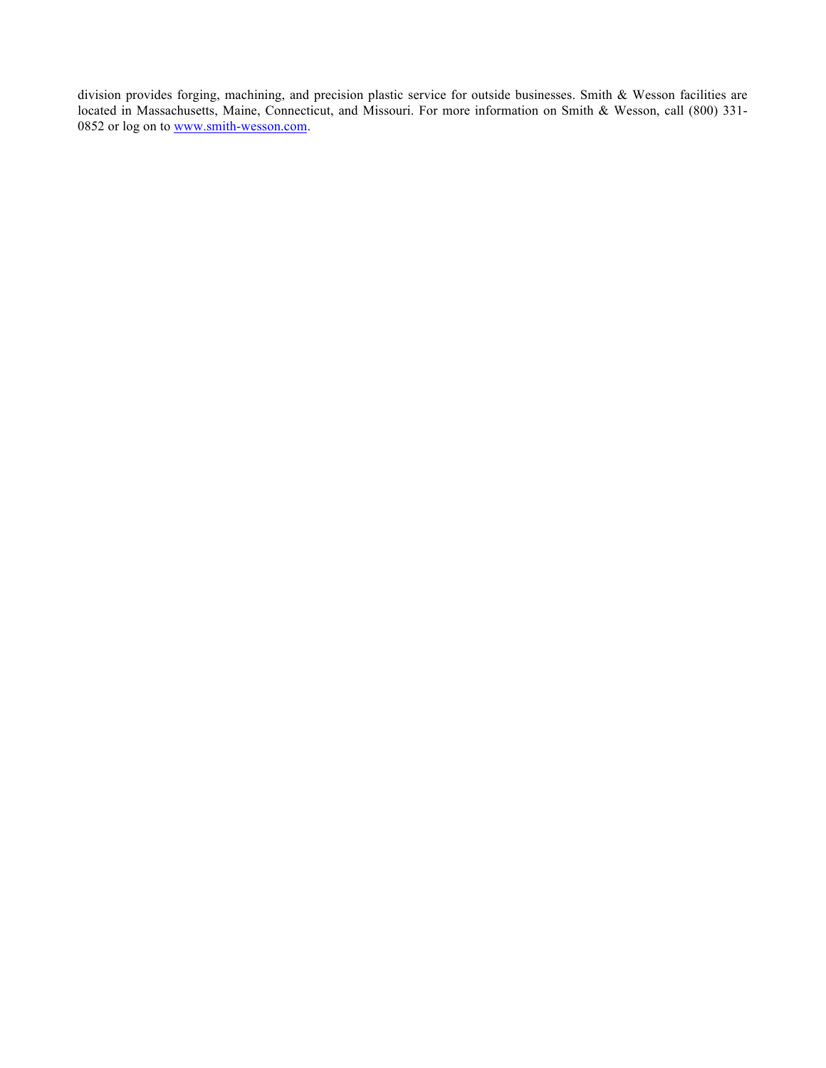division provides forging, machining, and precision plastic service for outside businesses. Smith & Wesson facilities are located in Massachusetts, Maine, Connecticut, and Missouri. For more information on Smith & Wesson, call (800) 331-0852 or log on to [www.smith-wesson.com](http://www.smith-wesson.com).